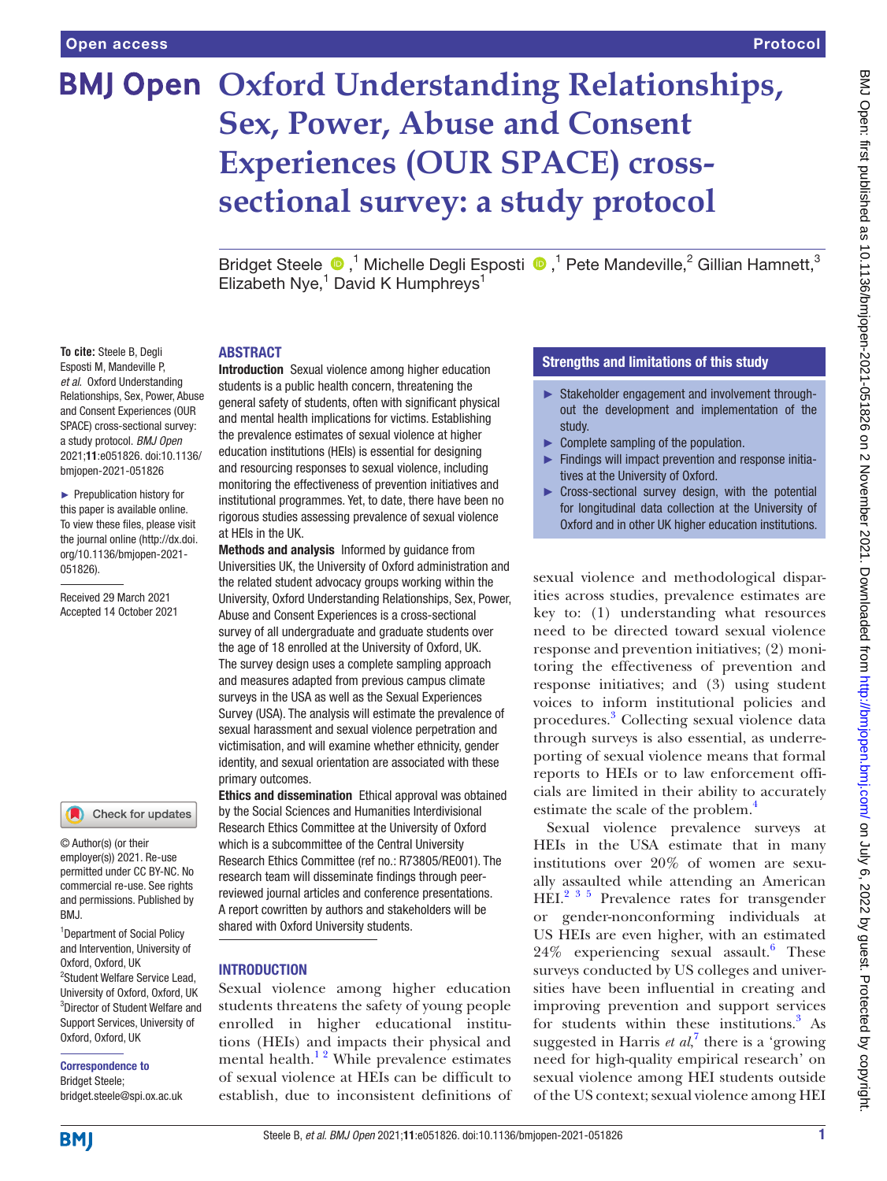Open access

Protocol

# Oxford Understanding Relationships, Sex, Power, Abuse and Consent Experiences (OUR SPACE) cross-sectional survey: a study protocol

Bridget Steele,[1] Michelle Degli Esposti,[1] Pete Mandeville,[2] Gillian Hamnett,[3] Elizabeth Nye,[1] David K Humphreys[1]

**To cite:** Steele B, Degli Esposti M, Mandeville P, *et al*. Oxford Understanding Relationships, Sex, Power, Abuse and Consent Experiences (OUR SPACE) cross-sectional survey: a study protocol. *BMJ Open* 2021;**11**:e051826. doi:10.1136/bmjopen-2021-051826

► Prepublication history for this paper is available online. To view these files, please visit the journal online (http://dx.doi.org/10.1136/bmjopen-2021-051826).

Received 29 March 2021
Accepted 14 October 2021

© Author(s) (or their employer(s)) 2021. Re-use permitted under CC BY-NC. No commercial re-use. See rights and permissions. Published by BMJ.

[1]Department of Social Policy and Intervention, University of Oxford, Oxford, UK
[2]Student Welfare Service Lead, University of Oxford, Oxford, UK
[3]Director of Student Welfare and Support Services, University of Oxford, Oxford, UK

**Correspondence to**
Bridget Steele;
bridget.steele@spi.ox.ac.uk

## ABSTRACT

**Introduction** Sexual violence among higher education students is a public health concern, threatening the general safety of students, often with significant physical and mental health implications for victims. Establishing the prevalence estimates of sexual violence at higher education institutions (HEIs) is essential for designing and resourcing responses to sexual violence, including monitoring the effectiveness of prevention initiatives and institutional programmes. Yet, to date, there have been no rigorous studies assessing prevalence of sexual violence at HEIs in the UK.

**Methods and analysis** Informed by guidance from Universities UK, the University of Oxford administration and the related student advocacy groups working within the University, Oxford Understanding Relationships, Sex, Power, Abuse and Consent Experiences is a cross-sectional survey of all undergraduate and graduate students over the age of 18 enrolled at the University of Oxford, UK. The survey design uses a complete sampling approach and measures adapted from previous campus climate surveys in the USA as well as the Sexual Experiences Survey (USA). The analysis will estimate the prevalence of sexual harassment and sexual violence perpetration and victimisation, and will examine whether ethnicity, gender identity, and sexual orientation are associated with these primary outcomes.

**Ethics and dissemination** Ethical approval was obtained by the Social Sciences and Humanities Interdivisional Research Ethics Committee at the University of Oxford which is a subcommittee of the Central University Research Ethics Committee (ref no.: R73805/RE001). The research team will disseminate findings through peer-reviewed journal articles and conference presentations. A report cowritten by authors and stakeholders will be shared with Oxford University students.

### Strengths and limitations of this study

- ► Stakeholder engagement and involvement throughout the development and implementation of the study.
- ► Complete sampling of the population.
- ► Findings will impact prevention and response initiatives at the University of Oxford.
- ► Cross-sectional survey design, with the potential for longitudinal data collection at the University of Oxford and in other UK higher education institutions.

## INTRODUCTION

Sexual violence among higher education students threatens the safety of young people enrolled in higher educational institutions (HEIs) and impacts their physical and mental health.[1,2] While prevalence estimates of sexual violence at HEIs can be difficult to establish, due to inconsistent definitions of sexual violence and methodological disparities across studies, prevalence estimates are key to: (1) understanding what resources need to be directed toward sexual violence response and prevention initiatives; (2) monitoring the effectiveness of prevention and response initiatives; and (3) using student voices to inform institutional policies and procedures.[3] Collecting sexual violence data through surveys is also essential, as underreporting of sexual violence means that formal reports to HEIs or to law enforcement officials are limited in their ability to accurately estimate the scale of the problem.[4]

Sexual violence prevalence surveys at HEIs in the USA estimate that in many institutions over 20% of women are sexually assaulted while attending an American HEI.[2,3,5] Prevalence rates for transgender or gender-nonconforming individuals at US HEIs are even higher, with an estimated 24% experiencing sexual assault.[6] These surveys conducted by US colleges and universities have been influential in creating and improving prevention and support services for students within these institutions.[3] As suggested in Harris *et al*,[7] there is a 'growing need for high-quality empirical research' on sexual violence among HEI students outside of the US context; sexual violence among HEI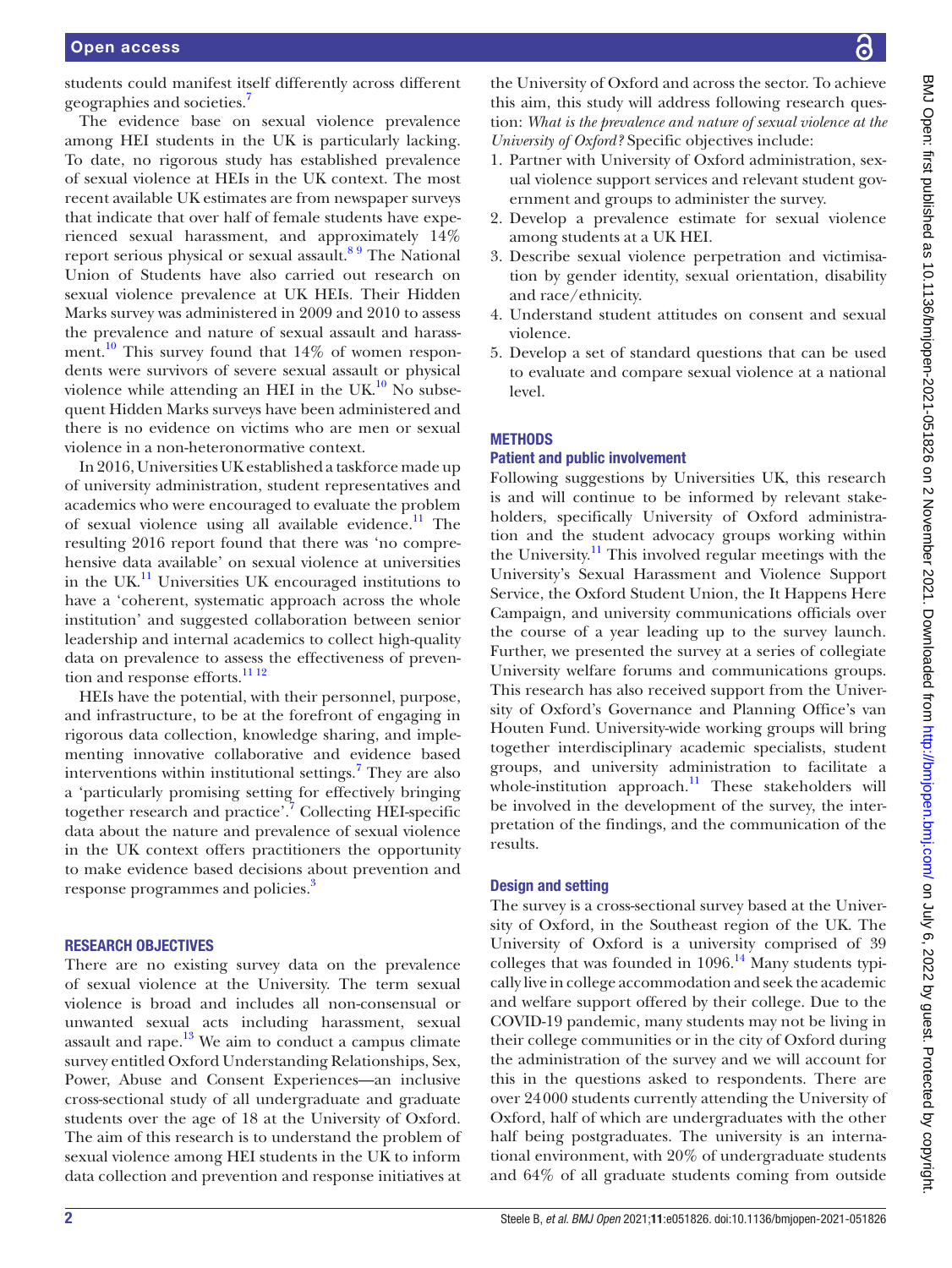students could manifest itself differently across different geographies and societies.[7]

The evidence base on sexual violence prevalence among HEI students in the UK is particularly lacking. To date, no rigorous study has established prevalence of sexual violence at HEIs in the UK context. The most recent available UK estimates are from newspaper surveys that indicate that over half of female students have experienced sexual harassment, and approximately 14% report serious physical or sexual assault.[8 9] The National Union of Students have also carried out research on sexual violence prevalence at UK HEIs. Their Hidden Marks survey was administered in 2009 and 2010 to assess the prevalence and nature of sexual assault and harassment.[10] This survey found that 14% of women respondents were survivors of severe sexual assault or physical violence while attending an HEI in the UK.[10] No subsequent Hidden Marks surveys have been administered and there is no evidence on victims who are men or sexual violence in a non-heteronormative context.

In 2016, Universities UK established a taskforce made up of university administration, student representatives and academics who were encouraged to evaluate the problem of sexual violence using all available evidence.[11] The resulting 2016 report found that there was 'no comprehensive data available' on sexual violence at universities in the UK.[11] Universities UK encouraged institutions to have a 'coherent, systematic approach across the whole institution' and suggested collaboration between senior leadership and internal academics to collect high-quality data on prevalence to assess the effectiveness of prevention and response efforts.[11 12]

HEIs have the potential, with their personnel, purpose, and infrastructure, to be at the forefront of engaging in rigorous data collection, knowledge sharing, and implementing innovative collaborative and evidence based interventions within institutional settings.[7] They are also a 'particularly promising setting for effectively bringing together research and practice'.[7] Collecting HEI-specific data about the nature and prevalence of sexual violence in the UK context offers practitioners the opportunity to make evidence based decisions about prevention and response programmes and policies.[3]

## RESEARCH OBJECTIVES

There are no existing survey data on the prevalence of sexual violence at the University. The term sexual violence is broad and includes all non-consensual or unwanted sexual acts including harassment, sexual assault and rape.[13] We aim to conduct a campus climate survey entitled Oxford Understanding Relationships, Sex, Power, Abuse and Consent Experiences—an inclusive cross-sectional study of all undergraduate and graduate students over the age of 18 at the University of Oxford. The aim of this research is to understand the problem of sexual violence among HEI students in the UK to inform data collection and prevention and response initiatives at the University of Oxford and across the sector. To achieve this aim, this study will address following research question: *What is the prevalence and nature of sexual violence at the University of Oxford?* Specific objectives include:

1. Partner with University of Oxford administration, sexual violence support services and relevant student government and groups to administer the survey.
2. Develop a prevalence estimate for sexual violence among students at a UK HEI.
3. Describe sexual violence perpetration and victimisation by gender identity, sexual orientation, disability and race/ethnicity.
4. Understand student attitudes on consent and sexual violence.
5. Develop a set of standard questions that can be used to evaluate and compare sexual violence at a national level.

## METHODS

### Patient and public involvement

Following suggestions by Universities UK, this research is and will continue to be informed by relevant stakeholders, specifically University of Oxford administration and the student advocacy groups working within the University.[11] This involved regular meetings with the University's Sexual Harassment and Violence Support Service, the Oxford Student Union, the It Happens Here Campaign, and university communications officials over the course of a year leading up to the survey launch. Further, we presented the survey at a series of collegiate University welfare forums and communications groups. This research has also received support from the University of Oxford's Governance and Planning Office's van Houten Fund. University-wide working groups will bring together interdisciplinary academic specialists, student groups, and university administration to facilitate a whole-institution approach.[11] These stakeholders will be involved in the development of the survey, the interpretation of the findings, and the communication of the results.

### Design and setting

The survey is a cross-sectional survey based at the University of Oxford, in the Southeast region of the UK. The University of Oxford is a university comprised of 39 colleges that was founded in 1096.[14] Many students typically live in college accommodation and seek the academic and welfare support offered by their college. Due to the COVID-19 pandemic, many students may not be living in their college communities or in the city of Oxford during the administration of the survey and we will account for this in the questions asked to respondents. There are over 24 000 students currently attending the University of Oxford, half of which are undergraduates with the other half being postgraduates. The university is an international environment, with 20% of undergraduate students and 64% of all graduate students coming from outside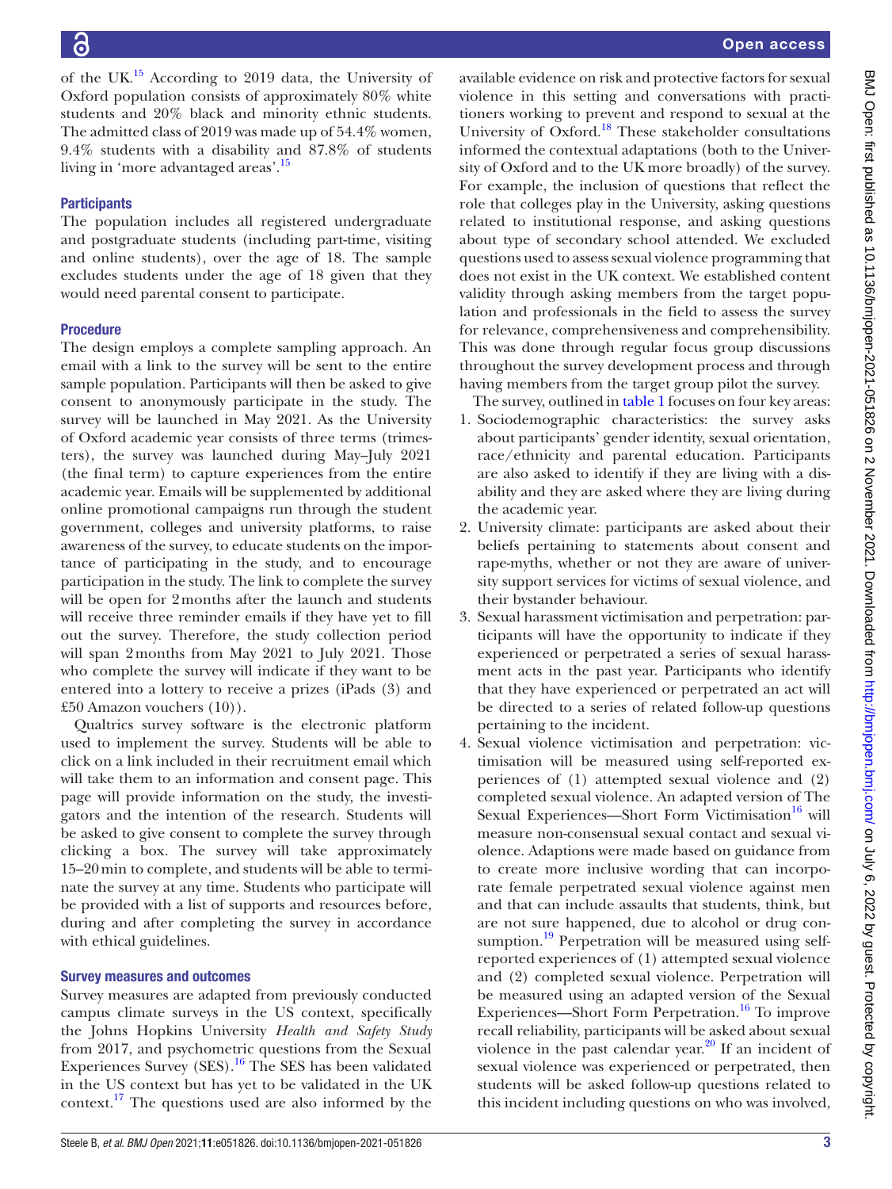of the UK.[15] According to 2019 data, the University of Oxford population consists of approximately 80% white students and 20% black and minority ethnic students. The admitted class of 2019 was made up of 54.4% women, 9.4% students with a disability and 87.8% of students living in 'more advantaged areas'.[15]

### Participants

The population includes all registered undergraduate and postgraduate students (including part-time, visiting and online students), over the age of 18. The sample excludes students under the age of 18 given that they would need parental consent to participate.

### Procedure

The design employs a complete sampling approach. An email with a link to the survey will be sent to the entire sample population. Participants will then be asked to give consent to anonymously participate in the study. The survey will be launched in May 2021. As the University of Oxford academic year consists of three terms (trimesters), the survey was launched during May–July 2021 (the final term) to capture experiences from the entire academic year. Emails will be supplemented by additional online promotional campaigns run through the student government, colleges and university platforms, to raise awareness of the survey, to educate students on the importance of participating in the study, and to encourage participation in the study. The link to complete the survey will be open for 2 months after the launch and students will receive three reminder emails if they have yet to fill out the survey. Therefore, the study collection period will span 2 months from May 2021 to July 2021. Those who complete the survey will indicate if they want to be entered into a lottery to receive a prizes (iPads (3) and £50 Amazon vouchers (10)).

Qualtrics survey software is the electronic platform used to implement the survey. Students will be able to click on a link included in their recruitment email which will take them to an information and consent page. This page will provide information on the study, the investigators and the intention of the research. Students will be asked to give consent to complete the survey through clicking a box. The survey will take approximately 15–20 min to complete, and students will be able to terminate the survey at any time. Students who participate will be provided with a list of supports and resources before, during and after completing the survey in accordance with ethical guidelines.

### Survey measures and outcomes

Survey measures are adapted from previously conducted campus climate surveys in the US context, specifically the Johns Hopkins University *Health and Safety Study* from 2017, and psychometric questions from the Sexual Experiences Survey (SES).[16] The SES has been validated in the US context but has yet to be validated in the UK context.[17] The questions used are also informed by the available evidence on risk and protective factors for sexual violence in this setting and conversations with practitioners working to prevent and respond to sexual at the University of Oxford.[18] These stakeholder consultations informed the contextual adaptations (both to the University of Oxford and to the UK more broadly) of the survey. For example, the inclusion of questions that reflect the role that colleges play in the University, asking questions related to institutional response, and asking questions about type of secondary school attended. We excluded questions used to assess sexual violence programming that does not exist in the UK context. We established content validity through asking members from the target population and professionals in the field to assess the survey for relevance, comprehensiveness and comprehensibility. This was done through regular focus group discussions throughout the survey development process and through having members from the target group pilot the survey.

The survey, outlined in table 1 focuses on four key areas:

1. Sociodemographic characteristics: the survey asks about participants' gender identity, sexual orientation, race/ethnicity and parental education. Participants are also asked to identify if they are living with a disability and they are asked where they are living during the academic year.
2. University climate: participants are asked about their beliefs pertaining to statements about consent and rape-myths, whether or not they are aware of university support services for victims of sexual violence, and their bystander behaviour.
3. Sexual harassment victimisation and perpetration: participants will have the opportunity to indicate if they experienced or perpetrated a series of sexual harassment acts in the past year. Participants who identify that they have experienced or perpetrated an act will be directed to a series of related follow-up questions pertaining to the incident.
4. Sexual violence victimisation and perpetration: victimisation will be measured using self-reported experiences of (1) attempted sexual violence and (2) completed sexual violence. An adapted version of The Sexual Experiences—Short Form Victimisation[16] will measure non-consensual sexual contact and sexual violence. Adaptions were made based on guidance from to create more inclusive wording that can incorporate female perpetrated sexual violence against men and that can include assaults that students, think, but are not sure happened, due to alcohol or drug consumption.[19] Perpetration will be measured using self-reported experiences of (1) attempted sexual violence and (2) completed sexual violence. Perpetration will be measured using an adapted version of the Sexual Experiences—Short Form Perpetration.[16] To improve recall reliability, participants will be asked about sexual violence in the past calendar year.[20] If an incident of sexual violence was experienced or perpetrated, then students will be asked follow-up questions related to this incident including questions on who was involved,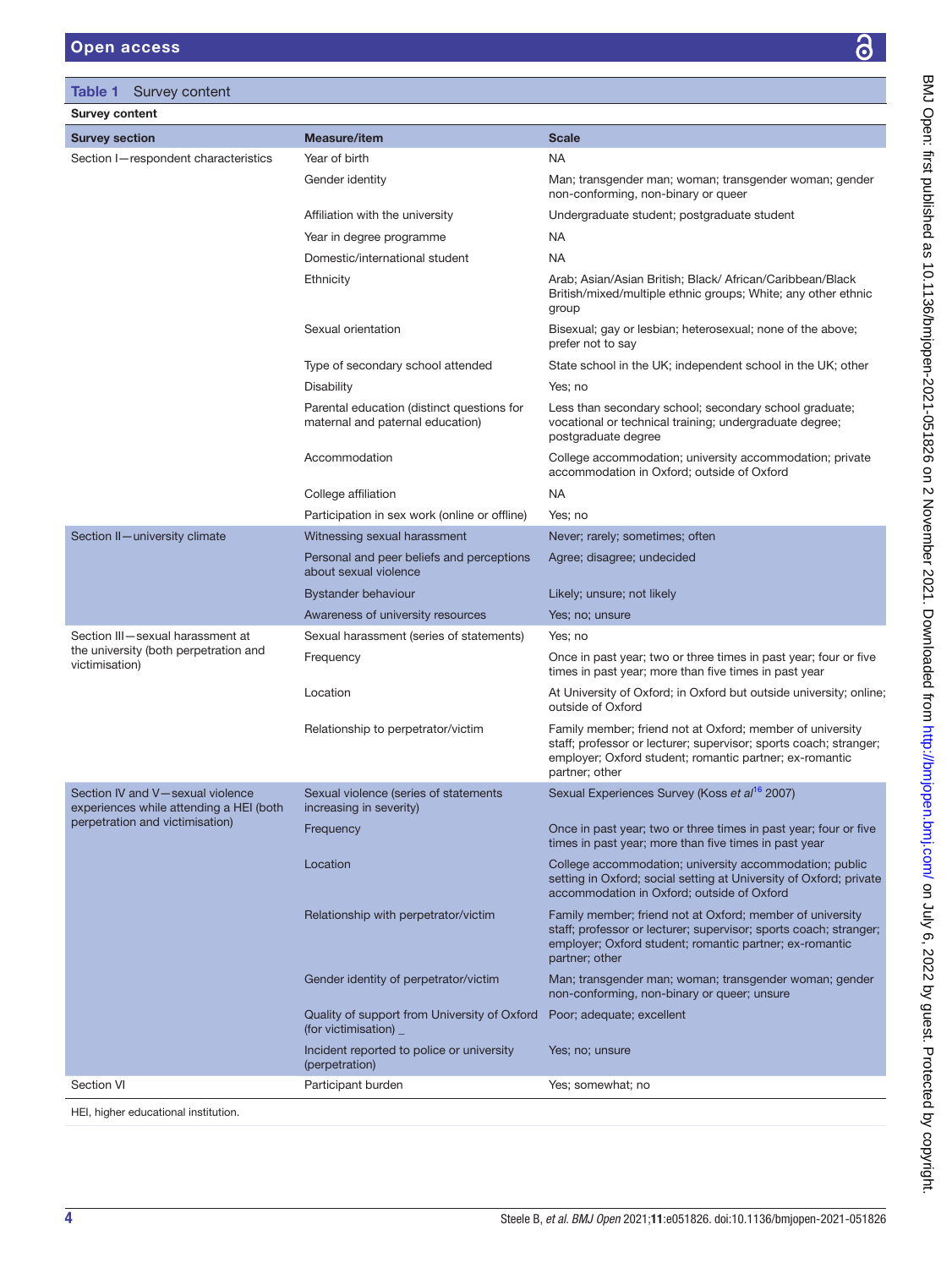**Table 1** Survey content

| Survey section | Measure/item | Scale |
|---|---|---|
| Section I—respondent characteristics | Year of birth | NA |
| | Gender identity | Man; transgender man; woman; transgender woman; gender non-conforming, non-binary or queer |
| | Affiliation with the university | Undergraduate student; postgraduate student |
| | Year in degree programme | NA |
| | Domestic/international student | NA |
| | Ethnicity | Arab; Asian/Asian British; Black/ African/Caribbean/Black British/mixed/multiple ethnic groups; White; any other ethnic group |
| | Sexual orientation | Bisexual; gay or lesbian; heterosexual; none of the above; prefer not to say |
| | Type of secondary school attended | State school in the UK; independent school in the UK; other |
| | Disability | Yes; no |
| | Parental education (distinct questions for maternal and paternal education) | Less than secondary school; secondary school graduate; vocational or technical training; undergraduate degree; postgraduate degree |
| | Accommodation | College accommodation; university accommodation; private accommodation in Oxford; outside of Oxford |
| | College affiliation | NA |
| | Participation in sex work (online or offline) | Yes; no |
| Section II—university climate | Witnessing sexual harassment | Never; rarely; sometimes; often |
| | Personal and peer beliefs and perceptions about sexual violence | Agree; disagree; undecided |
| | Bystander behaviour | Likely; unsure; not likely |
| | Awareness of university resources | Yes; no; unsure |
| Section III—sexual harassment at the university (both perpetration and victimisation) | Sexual harassment (series of statements) | Yes; no |
| | Frequency | Once in past year; two or three times in past year; four or five times in past year; more than five times in past year |
| | Location | At University of Oxford; in Oxford but outside university; online; outside of Oxford |
| | Relationship to perpetrator/victim | Family member; friend not at Oxford; member of university staff; professor or lecturer; supervisor; sports coach; stranger; employer; Oxford student; romantic partner; ex-romantic partner; other |
| Section IV and V—sexual violence experiences while attending a HEI (both perpetration and victimisation) | Sexual violence (series of statements increasing in severity) | Sexual Experiences Survey (Koss *et al*[16] 2007) |
| | Frequency | Once in past year; two or three times in past year; four or five times in past year; more than five times in past year |
| | Location | College accommodation; university accommodation; public setting in Oxford; social setting at University of Oxford; private accommodation in Oxford; outside of Oxford |
| | Relationship with perpetrator/victim | Family member; friend not at Oxford; member of university staff; professor or lecturer; supervisor; sports coach; stranger; employer; Oxford student; romantic partner; ex-romantic partner; other |
| | Gender identity of perpetrator/victim | Man; transgender man; woman; transgender woman; gender non-conforming, non-binary or queer; unsure |
| | Quality of support from University of Oxford (for victimisation) _ | Poor; adequate; excellent |
| | Incident reported to police or university (perpetration) | Yes; no; unsure |
| Section VI | Participant burden | Yes; somewhat; no |

HEI, higher educational institution.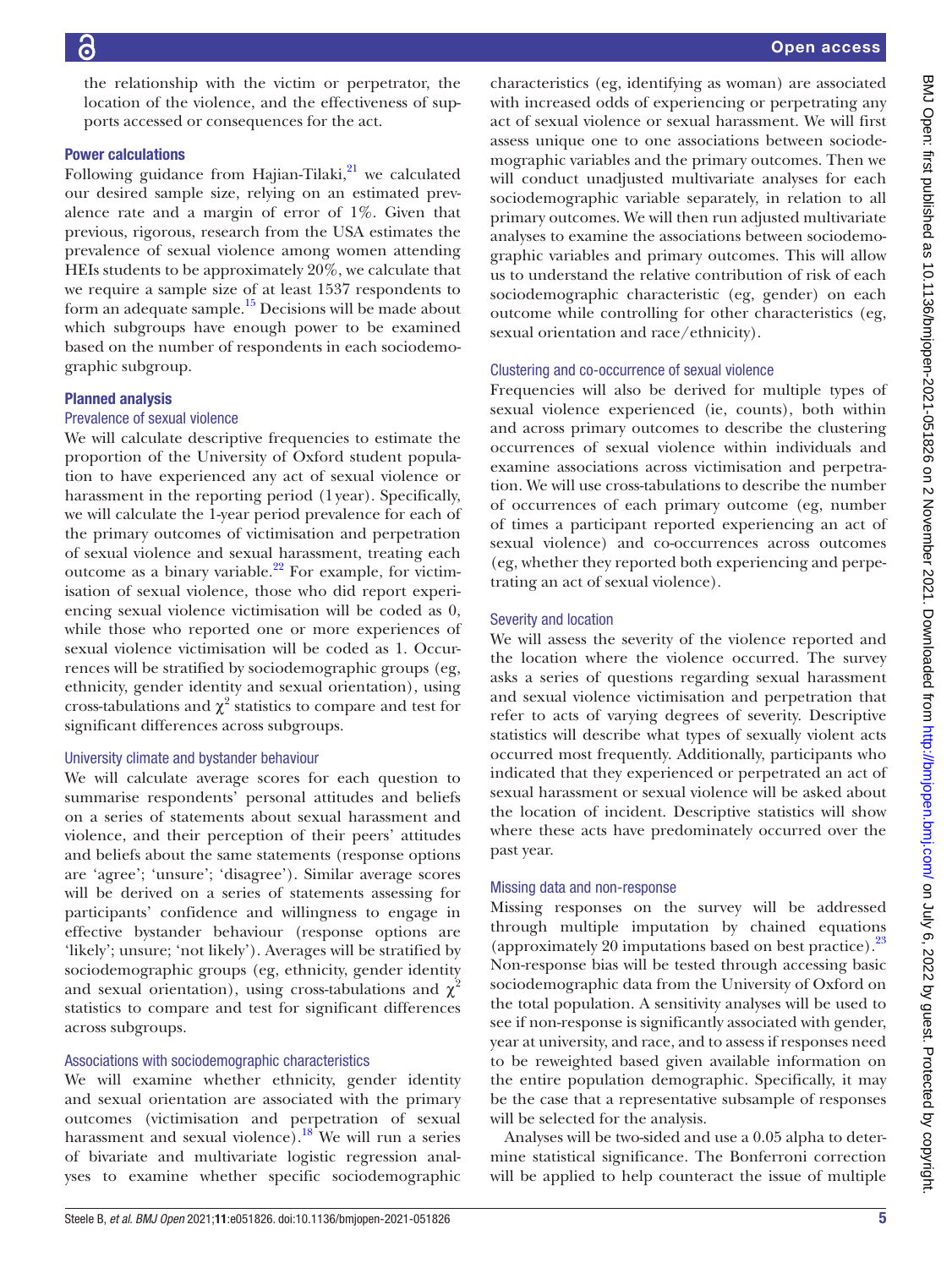the relationship with the victim or perpetrator, the location of the violence, and the effectiveness of supports accessed or consequences for the act.

### Power calculations

Following guidance from Hajian-Tilaki,[21] we calculated our desired sample size, relying on an estimated prevalence rate and a margin of error of 1%. Given that previous, rigorous, research from the USA estimates the prevalence of sexual violence among women attending HEIs students to be approximately 20%, we calculate that we require a sample size of at least 1537 respondents to form an adequate sample.[15] Decisions will be made about which subgroups have enough power to be examined based on the number of respondents in each sociodemographic subgroup.

### Planned analysis

#### Prevalence of sexual violence

We will calculate descriptive frequencies to estimate the proportion of the University of Oxford student population to have experienced any act of sexual violence or harassment in the reporting period (1 year). Specifically, we will calculate the 1-year period prevalence for each of the primary outcomes of victimisation and perpetration of sexual violence and sexual harassment, treating each outcome as a binary variable.[22] For example, for victimisation of sexual violence, those who did report experiencing sexual violence victimisation will be coded as 0, while those who reported one or more experiences of sexual violence victimisation will be coded as 1. Occurrences will be stratified by sociodemographic groups (eg, ethnicity, gender identity and sexual orientation), using cross-tabulations and $\chi^2$ statistics to compare and test for significant differences across subgroups.

#### University climate and bystander behaviour

We will calculate average scores for each question to summarise respondents' personal attitudes and beliefs on a series of statements about sexual harassment and violence, and their perception of their peers' attitudes and beliefs about the same statements (response options are 'agree'; 'unsure'; 'disagree'). Similar average scores will be derived on a series of statements assessing for participants' confidence and willingness to engage in effective bystander behaviour (response options are 'likely'; unsure; 'not likely'). Averages will be stratified by sociodemographic groups (eg, ethnicity, gender identity and sexual orientation), using cross-tabulations and $\chi^2$ statistics to compare and test for significant differences across subgroups.

#### Associations with sociodemographic characteristics

We will examine whether ethnicity, gender identity and sexual orientation are associated with the primary outcomes (victimisation and perpetration of sexual harassment and sexual violence).[18] We will run a series of bivariate and multivariate logistic regression analyses to examine whether specific sociodemographic characteristics (eg, identifying as woman) are associated with increased odds of experiencing or perpetrating any act of sexual violence or sexual harassment. We will first assess unique one to one associations between sociodemographic variables and the primary outcomes. Then we will conduct unadjusted multivariate analyses for each sociodemographic variable separately, in relation to all primary outcomes. We will then run adjusted multivariate analyses to examine the associations between sociodemographic variables and primary outcomes. This will allow us to understand the relative contribution of risk of each sociodemographic characteristic (eg, gender) on each outcome while controlling for other characteristics (eg, sexual orientation and race/ethnicity).

#### Clustering and co-occurrence of sexual violence

Frequencies will also be derived for multiple types of sexual violence experienced (ie, counts), both within and across primary outcomes to describe the clustering occurrences of sexual violence within individuals and examine associations across victimisation and perpetration. We will use cross-tabulations to describe the number of occurrences of each primary outcome (eg, number of times a participant reported experiencing an act of sexual violence) and co-occurrences across outcomes (eg, whether they reported both experiencing and perpetrating an act of sexual violence).

#### Severity and location

We will assess the severity of the violence reported and the location where the violence occurred. The survey asks a series of questions regarding sexual harassment and sexual violence victimisation and perpetration that refer to acts of varying degrees of severity. Descriptive statistics will describe what types of sexually violent acts occurred most frequently. Additionally, participants who indicated that they experienced or perpetrated an act of sexual harassment or sexual violence will be asked about the location of incident. Descriptive statistics will show where these acts have predominately occurred over the past year.

#### Missing data and non-response

Missing responses on the survey will be addressed through multiple imputation by chained equations (approximately 20 imputations based on best practice).[23] Non-response bias will be tested through accessing basic sociodemographic data from the University of Oxford on the total population. A sensitivity analyses will be used to see if non-response is significantly associated with gender, year at university, and race, and to assess if responses need to be reweighted based given available information on the entire population demographic. Specifically, it may be the case that a representative subsample of responses will be selected for the analysis.

Analyses will be two-sided and use a 0.05 alpha to determine statistical significance. The Bonferroni correction will be applied to help counteract the issue of multiple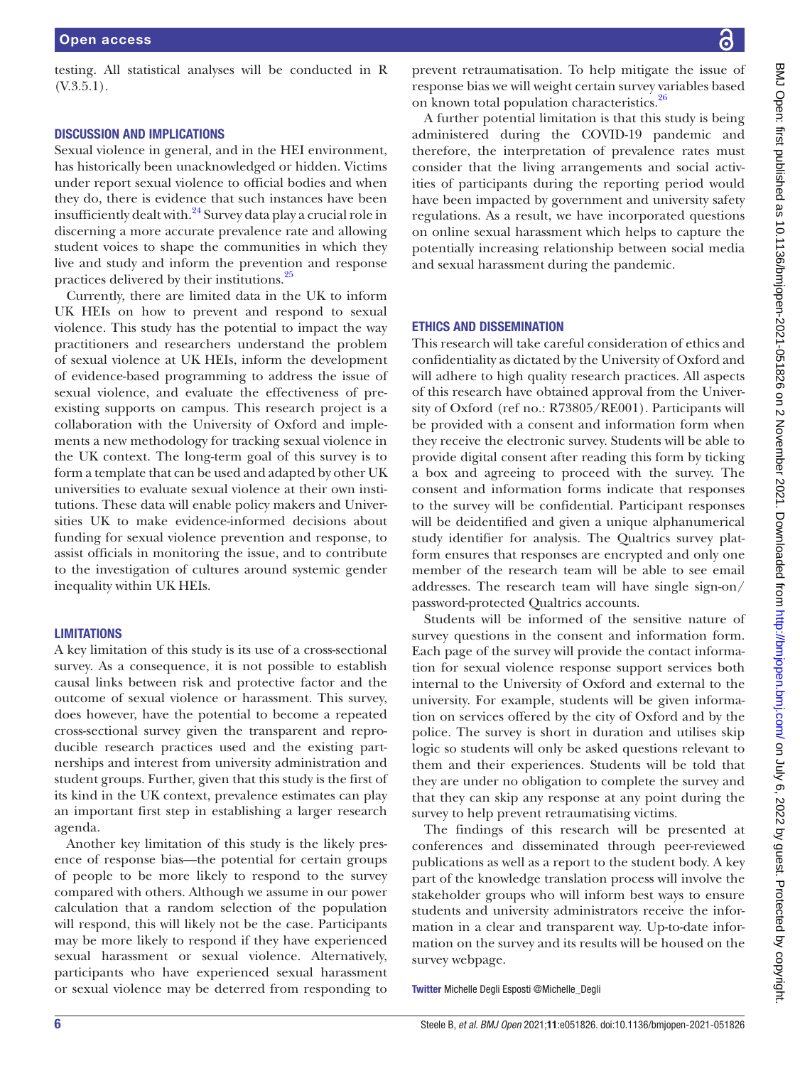testing. All statistical analyses will be conducted in R (V.3.5.1).

## DISCUSSION AND IMPLICATIONS

Sexual violence in general, and in the HEI environment, has historically been unacknowledged or hidden. Victims under report sexual violence to official bodies and when they do, there is evidence that such instances have been insufficiently dealt with.[24] Survey data play a crucial role in discerning a more accurate prevalence rate and allowing student voices to shape the communities in which they live and study and inform the prevention and response practices delivered by their institutions.[25]

Currently, there are limited data in the UK to inform UK HEIs on how to prevent and respond to sexual violence. This study has the potential to impact the way practitioners and researchers understand the problem of sexual violence at UK HEIs, inform the development of evidence-based programming to address the issue of sexual violence, and evaluate the effectiveness of pre-existing supports on campus. This research project is a collaboration with the University of Oxford and implements a new methodology for tracking sexual violence in the UK context. The long-term goal of this survey is to form a template that can be used and adapted by other UK universities to evaluate sexual violence at their own institutions. These data will enable policy makers and Universities UK to make evidence-informed decisions about funding for sexual violence prevention and response, to assist officials in monitoring the issue, and to contribute to the investigation of cultures around systemic gender inequality within UK HEIs.

## LIMITATIONS

A key limitation of this study is its use of a cross-sectional survey. As a consequence, it is not possible to establish causal links between risk and protective factor and the outcome of sexual violence or harassment. This survey, does however, have the potential to become a repeated cross-sectional survey given the transparent and reproducible research practices used and the existing partnerships and interest from university administration and student groups. Further, given that this study is the first of its kind in the UK context, prevalence estimates can play an important first step in establishing a larger research agenda.

Another key limitation of this study is the likely presence of response bias—the potential for certain groups of people to be more likely to respond to the survey compared with others. Although we assume in our power calculation that a random selection of the population will respond, this will likely not be the case. Participants may be more likely to respond if they have experienced sexual harassment or sexual violence. Alternatively, participants who have experienced sexual harassment or sexual violence may be deterred from responding to prevent retraumatisation. To help mitigate the issue of response bias we will weight certain survey variables based on known total population characteristics.[26]

A further potential limitation is that this study is being administered during the COVID-19 pandemic and therefore, the interpretation of prevalence rates must consider that the living arrangements and social activities of participants during the reporting period would have been impacted by government and university safety regulations. As a result, we have incorporated questions on online sexual harassment which helps to capture the potentially increasing relationship between social media and sexual harassment during the pandemic.

## ETHICS AND DISSEMINATION

This research will take careful consideration of ethics and confidentiality as dictated by the University of Oxford and will adhere to high quality research practices. All aspects of this research have obtained approval from the University of Oxford (ref no.: R73805/RE001). Participants will be provided with a consent and information form when they receive the electronic survey. Students will be able to provide digital consent after reading this form by ticking a box and agreeing to proceed with the survey. The consent and information forms indicate that responses to the survey will be confidential. Participant responses will be deidentified and given a unique alphanumerical study identifier for analysis. The Qualtrics survey platform ensures that responses are encrypted and only one member of the research team will be able to see email addresses. The research team will have single sign-on/password-protected Qualtrics accounts.

Students will be informed of the sensitive nature of survey questions in the consent and information form. Each page of the survey will provide the contact information for sexual violence response support services both internal to the University of Oxford and external to the university. For example, students will be given information on services offered by the city of Oxford and by the police. The survey is short in duration and utilises skip logic so students will only be asked questions relevant to them and their experiences. Students will be told that they are under no obligation to complete the survey and that they can skip any response at any point during the survey to help prevent retraumatising victims.

The findings of this research will be presented at conferences and disseminated through peer-reviewed publications as well as a report to the student body. A key part of the knowledge translation process will involve the stakeholder groups who will inform best ways to ensure students and university administrators receive the information in a clear and transparent way. Up-to-date information on the survey and its results will be housed on the survey webpage.

**Twitter** Michelle Degli Esposti @Michelle_Degli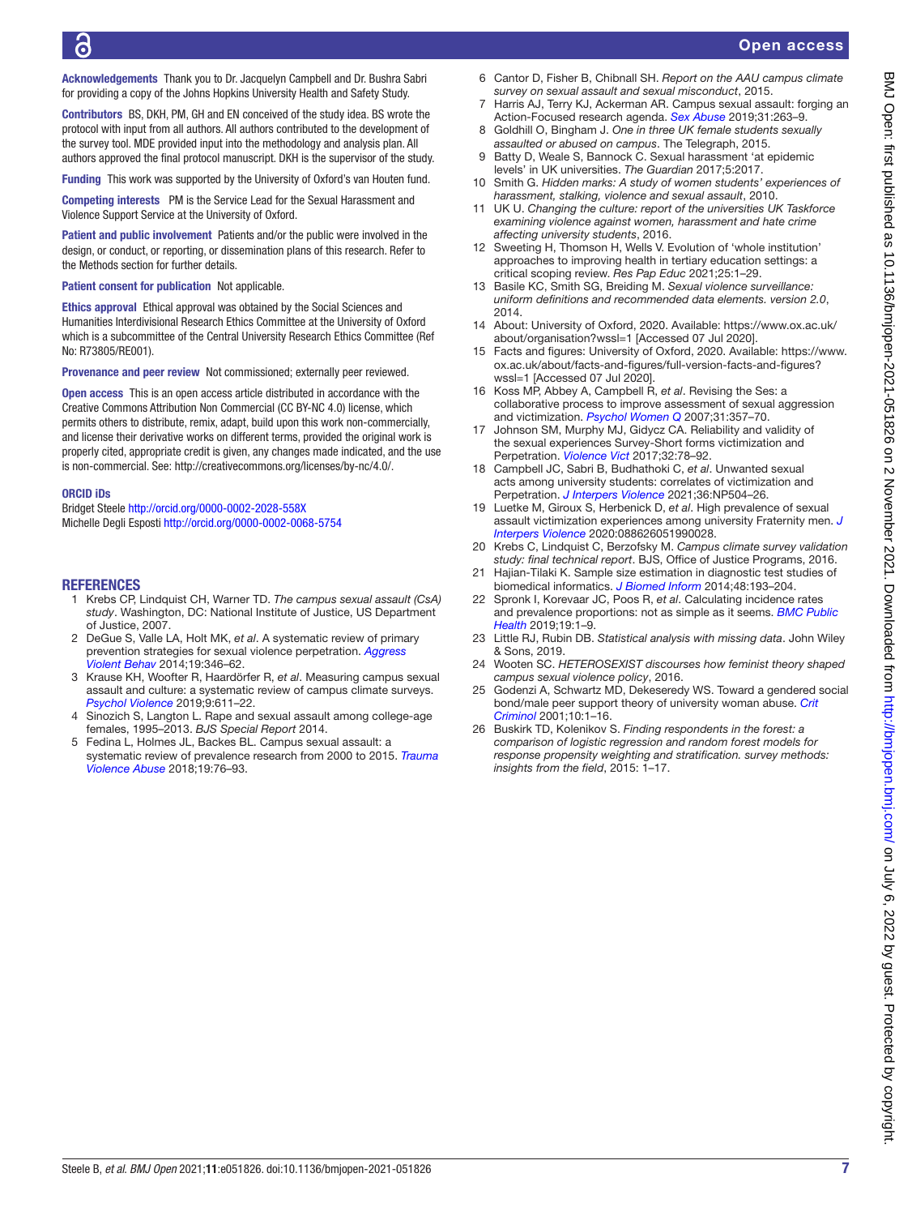**Acknowledgements** Thank you to Dr. Jacquelyn Campbell and Dr. Bushra Sabri for providing a copy of the Johns Hopkins University Health and Safety Study.

**Contributors** BS, DKH, PM, GH and EN conceived of the study idea. BS wrote the protocol with input from all authors. All authors contributed to the development of the survey tool. MDE provided input into the methodology and analysis plan. All authors approved the final protocol manuscript. DKH is the supervisor of the study.

**Funding** This work was supported by the University of Oxford's van Houten fund.

**Competing interests** PM is the Service Lead for the Sexual Harassment and Violence Support Service at the University of Oxford.

**Patient and public involvement** Patients and/or the public were involved in the design, or conduct, or reporting, or dissemination plans of this research. Refer to the Methods section for further details.

**Patient consent for publication** Not applicable.

**Ethics approval** Ethical approval was obtained by the Social Sciences and Humanities Interdivisional Research Ethics Committee at the University of Oxford which is a subcommittee of the Central University Research Ethics Committee (Ref No: R73805/RE001).

**Provenance and peer review** Not commissioned; externally peer reviewed.

**Open access** This is an open access article distributed in accordance with the Creative Commons Attribution Non Commercial (CC BY-NC 4.0) license, which permits others to distribute, remix, adapt, build upon this work non-commercially, and license their derivative works on different terms, provided the original work is properly cited, appropriate credit is given, any changes made indicated, and the use is non-commercial. See: http://creativecommons.org/licenses/by-nc/4.0/.

**ORCID iDs**

Bridget Steele http://orcid.org/0000-0002-2028-558X
Michelle Degli Esposti http://orcid.org/0000-0002-0068-5754

## REFERENCES

1. Krebs CP, Lindquist CH, Warner TD. *The campus sexual assault (CsA) study*. Washington, DC: National Institute of Justice, US Department of Justice, 2007.
2. DeGue S, Valle LA, Holt MK, *et al*. A systematic review of primary prevention strategies for sexual violence perpetration. *Aggress Violent Behav* 2014;19:346–62.
3. Krause KH, Woofter R, Haardörfer R, *et al*. Measuring campus sexual assault and culture: a systematic review of campus climate surveys. *Psychol Violence* 2019;9:611–22.
4. Sinozich S, Langton L. Rape and sexual assault among college-age females, 1995–2013. *BJS Special Report* 2014.
5. Fedina L, Holmes JL, Backes BL. Campus sexual assault: a systematic review of prevalence research from 2000 to 2015. *Trauma Violence Abuse* 2018;19:76–93.
6. Cantor D, Fisher B, Chibnall SH. *Report on the AAU campus climate survey on sexual assault and sexual misconduct*, 2015.
7. Harris AJ, Terry KJ, Ackerman AR. Campus sexual assault: forging an Action-Focused research agenda. *Sex Abuse* 2019;31:263–9.
8. Goldhill O, Bingham J. *One in three UK female students sexually assaulted or abused on campus*. The Telegraph, 2015.
9. Batty D, Weale S, Bannock C. Sexual harassment 'at epidemic levels' in UK universities. *The Guardian* 2017;5:2017.
10. Smith G. *Hidden marks: A study of women students' experiences of harassment, stalking, violence and sexual assault*, 2010.
11. UK U. *Changing the culture: report of the universities UK Taskforce examining violence against women, harassment and hate crime affecting university students*, 2016.
12. Sweeting H, Thomson H, Wells V. Evolution of 'whole institution' approaches to improving health in tertiary education settings: a critical scoping review. *Res Pap Educ* 2021;25:1–29.
13. Basile KC, Smith SG, Breiding M. *Sexual violence surveillance: uniform definitions and recommended data elements. version 2.0*, 2014.
14. About: University of Oxford, 2020. Available: https://www.ox.ac.uk/about/organisation?wssl=1 [Accessed 07 Jul 2020].
15. Facts and figures: University of Oxford, 2020. Available: https://www.ox.ac.uk/about/facts-and-figures/full-version-facts-and-figures?wssl=1 [Accessed 07 Jul 2020].
16. Koss MP, Abbey A, Campbell R, *et al*. Revising the Ses: a collaborative process to improve assessment of sexual aggression and victimization. *Psychol Women Q* 2007;31:357–70.
17. Johnson SM, Murphy MJ, Gidycz CA. Reliability and validity of the sexual experiences Survey-Short forms victimization and Perpetration. *Violence Vict* 2017;32:78–92.
18. Campbell JC, Sabri B, Budhathoki C, *et al*. Unwanted sexual acts among university students: correlates of victimization and Perpetration. *J Interpers Violence* 2021;36:NP504–26.
19. Luetke M, Giroux S, Herbenick D, *et al*. High prevalence of sexual assault victimization experiences among university Fraternity men. *J Interpers Violence* 2020:088626051990028.
20. Krebs C, Lindquist C, Berzofsky M. *Campus climate survey validation study: final technical report*. BJS, Office of Justice Programs, 2016.
21. Hajian-Tilaki K. Sample size estimation in diagnostic test studies of biomedical informatics. *J Biomed Inform* 2014;48:193–204.
22. Spronk I, Korevaar JC, Poos R, *et al*. Calculating incidence rates and prevalence proportions: not as simple as it seems. *BMC Public Health* 2019;19:1–9.
23. Little RJ, Rubin DB. *Statistical analysis with missing data*. John Wiley & Sons, 2019.
24. Wooten SC. *HETEROSEXIST discourses how feminist theory shaped campus sexual violence policy*, 2016.
25. Godenzi A, Schwartz MD, Dekeseredy WS. Toward a gendered social bond/male peer support theory of university woman abuse. *Crit Criminol* 2001;10:1–16.
26. Buskirk TD, Kolenikov S. *Finding respondents in the forest: a comparison of logistic regression and random forest models for response propensity weighting and stratification. survey methods: insights from the field*, 2015: 1–17.